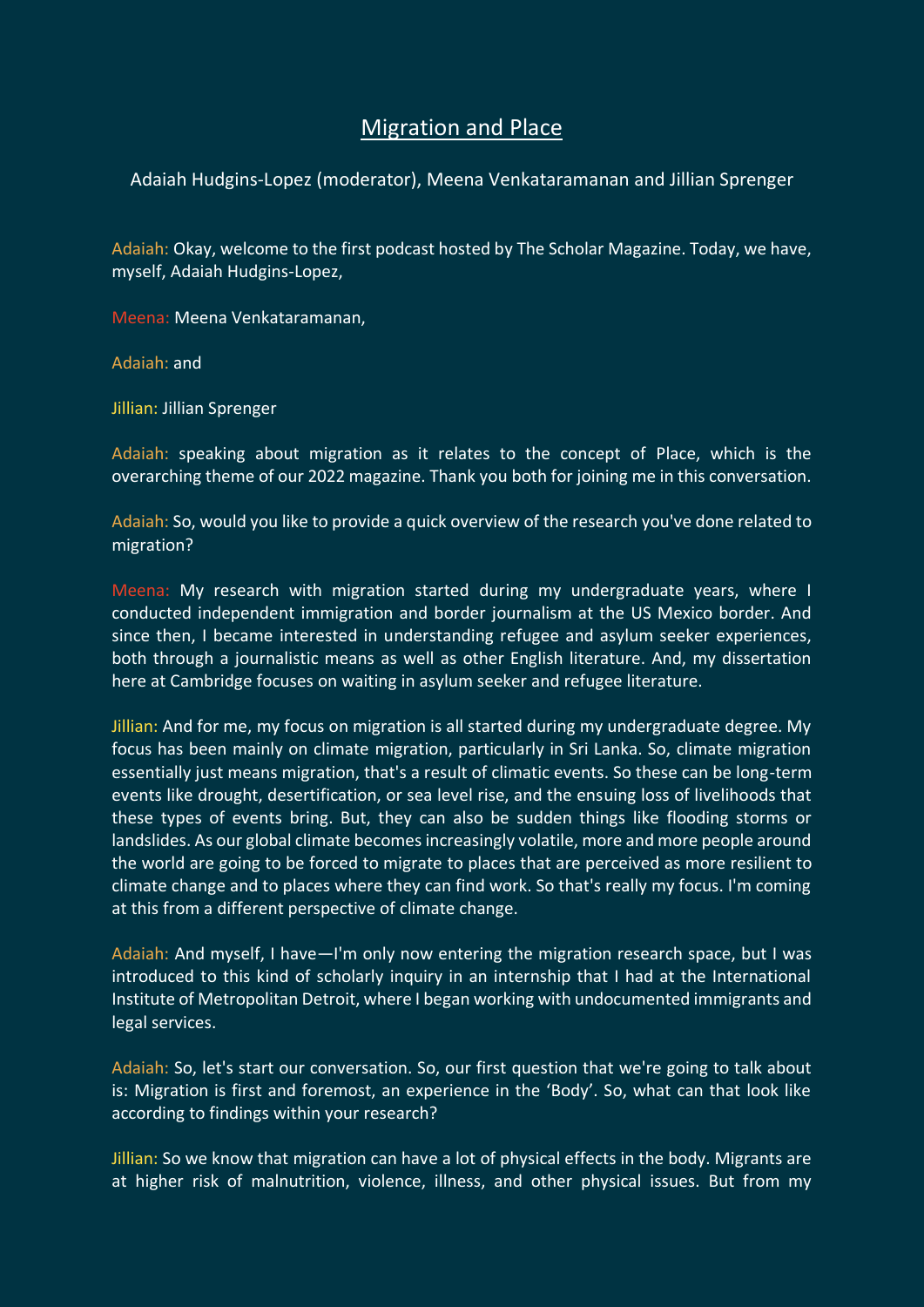# Migration and Place

Adaiah Hudgins-Lopez (moderator), Meena Venkataramanan and Jillian Sprenger

Adaiah: Okay, welcome to the first podcast hosted by The Scholar Magazine. Today, we have, myself, Adaiah Hudgins-Lopez,

Meena: Meena Venkataramanan,

Adaiah: and

Jillian: Jillian Sprenger

Adaiah: speaking about migration as it relates to the concept of Place, which is the overarching theme of our 2022 magazine. Thank you both for joining me in this conversation.

Adaiah: So, would you like to provide a quick overview of the research you've done related to migration?

Meena: My research with migration started during my undergraduate years, where I conducted independent immigration and border journalism at the US Mexico border. And since then, I became interested in understanding refugee and asylum seeker experiences, both through a journalistic means as well as other English literature. And, my dissertation here at Cambridge focuses on waiting in asylum seeker and refugee literature.

Jillian: And for me, my focus on migration is all started during my undergraduate degree. My focus has been mainly on climate migration, particularly in Sri Lanka. So, climate migration essentially just means migration, that's a result of climatic events. So these can be long-term events like drought, desertification, or sea level rise, and the ensuing loss of livelihoods that these types of events bring. But, they can also be sudden things like flooding storms or landslides. As our global climate becomes increasingly volatile, more and more people around the world are going to be forced to migrate to places that are perceived as more resilient to climate change and to places where they can find work. So that's really my focus. I'm coming at this from a different perspective of climate change.

Adaiah: And myself, I have—I'm only now entering the migration research space, but I was introduced to this kind of scholarly inquiry in an internship that I had at the International Institute of Metropolitan Detroit, where I began working with undocumented immigrants and legal services.

Adaiah: So, let's start our conversation. So, our first question that we're going to talk about is: Migration is first and foremost, an experience in the 'Body'. So, what can that look like according to findings within your research?

Jillian: So we know that migration can have a lot of physical effects in the body. Migrants are at higher risk of malnutrition, violence, illness, and other physical issues. But from my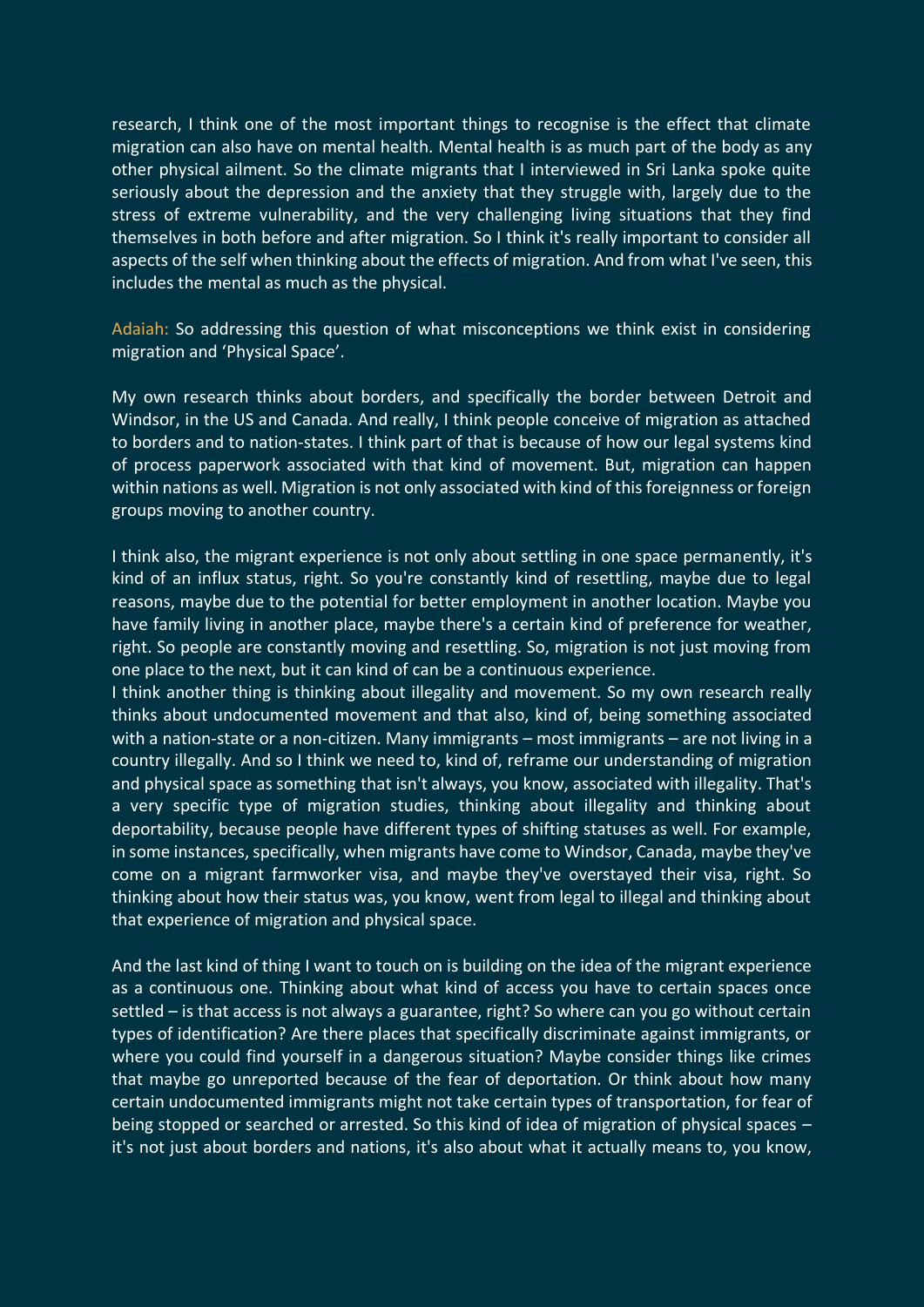research, I think one of the most important things to recognise is the effect that climate migration can also have on mental health. Mental health is as much part of the body as any other physical ailment. So the climate migrants that I interviewed in Sri Lanka spoke quite seriously about the depression and the anxiety that they struggle with, largely due to the stress of extreme vulnerability, and the very challenging living situations that they find themselves in both before and after migration. So I think it's really important to consider all aspects of the self when thinking about the effects of migration. And from what I've seen, this includes the mental as much as the physical.

Adaiah: So addressing this question of what misconceptions we think exist in considering migration and 'Physical Space'.

My own research thinks about borders, and specifically the border between Detroit and Windsor, in the US and Canada. And really, I think people conceive of migration as attached to borders and to nation-states. I think part of that is because of how our legal systems kind of process paperwork associated with that kind of movement. But, migration can happen within nations as well. Migration is not only associated with kind of this foreignness or foreign groups moving to another country.

I think also, the migrant experience is not only about settling in one space permanently, it's kind of an influx status, right. So you're constantly kind of resettling, maybe due to legal reasons, maybe due to the potential for better employment in another location. Maybe you have family living in another place, maybe there's a certain kind of preference for weather, right. So people are constantly moving and resettling. So, migration is not just moving from one place to the next, but it can kind of can be a continuous experience.

I think another thing is thinking about illegality and movement. So my own research really thinks about undocumented movement and that also, kind of, being something associated with a nation-state or a non-citizen. Many immigrants – most immigrants – are not living in a country illegally. And so I think we need to, kind of, reframe our understanding of migration and physical space as something that isn't always, you know, associated with illegality. That's a very specific type of migration studies, thinking about illegality and thinking about deportability, because people have different types of shifting statuses as well. For example, in some instances, specifically, when migrants have come to Windsor, Canada, maybe they've come on a migrant farmworker visa, and maybe they've overstayed their visa, right. So thinking about how their status was, you know, went from legal to illegal and thinking about that experience of migration and physical space.

And the last kind of thing I want to touch on is building on the idea of the migrant experience as a continuous one. Thinking about what kind of access you have to certain spaces once settled – is that access is not always a guarantee, right? So where can you go without certain types of identification? Are there places that specifically discriminate against immigrants, or where you could find yourself in a dangerous situation? Maybe consider things like crimes that maybe go unreported because of the fear of deportation. Or think about how many certain undocumented immigrants might not take certain types of transportation, for fear of being stopped or searched or arrested. So this kind of idea of migration of physical spaces – it's not just about borders and nations, it's also about what it actually means to, you know,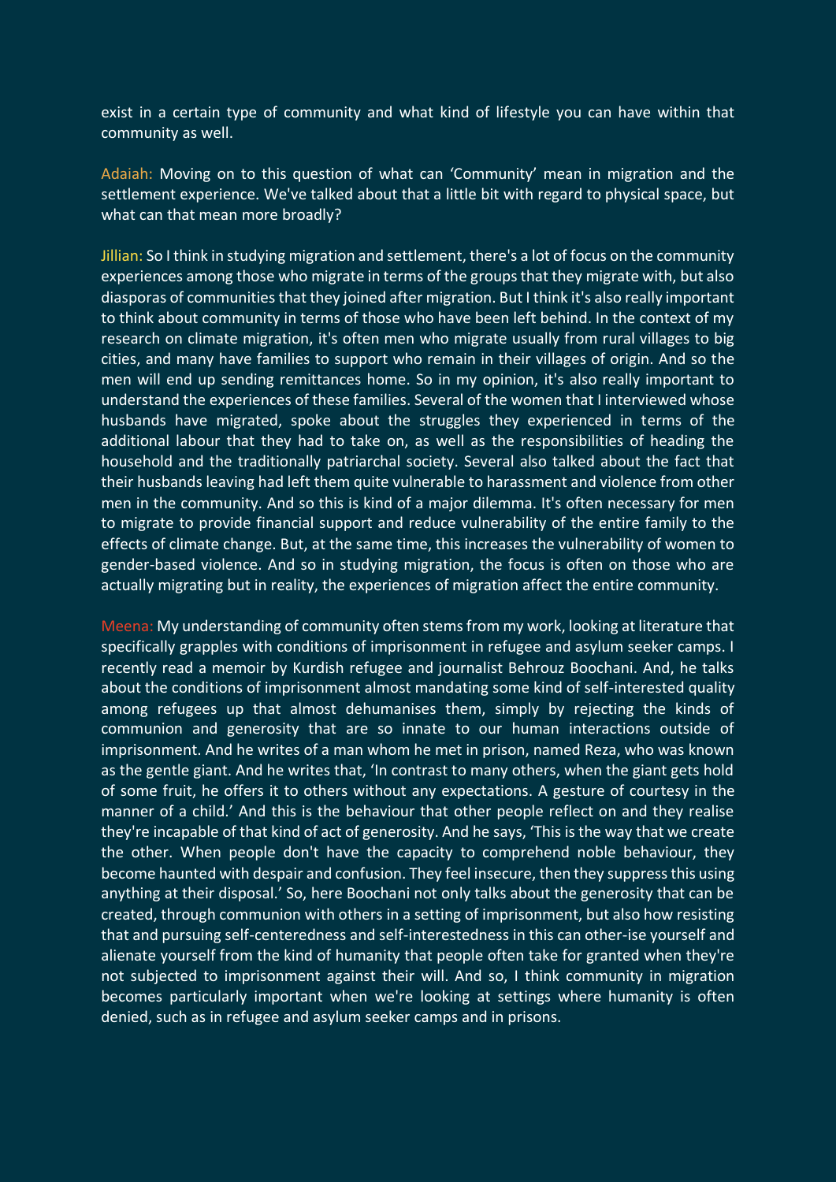exist in a certain type of community and what kind of lifestyle you can have within that community as well.

Adaiah: Moving on to this question of what can 'Community' mean in migration and the settlement experience. We've talked about that a little bit with regard to physical space, but what can that mean more broadly?

Jillian: So I think in studying migration and settlement, there's a lot of focus on the community experiences among those who migrate in terms of the groups that they migrate with, but also diasporas of communities that they joined after migration. But I think it's also really important to think about community in terms of those who have been left behind. In the context of my research on climate migration, it's often men who migrate usually from rural villages to big cities, and many have families to support who remain in their villages of origin. And so the men will end up sending remittances home. So in my opinion, it's also really important to understand the experiences of these families. Several of the women that I interviewed whose husbands have migrated, spoke about the struggles they experienced in terms of the additional labour that they had to take on, as well as the responsibilities of heading the household and the traditionally patriarchal society. Several also talked about the fact that their husbands leaving had left them quite vulnerable to harassment and violence from other men in the community. And so this is kind of a major dilemma. It's often necessary for men to migrate to provide financial support and reduce vulnerability of the entire family to the effects of climate change. But, at the same time, this increases the vulnerability of women to gender-based violence. And so in studying migration, the focus is often on those who are actually migrating but in reality, the experiences of migration affect the entire community.

Meena: My understanding of community often stems from my work, looking at literature that specifically grapples with conditions of imprisonment in refugee and asylum seeker camps. I recently read a memoir by Kurdish refugee and journalist Behrouz Boochani. And, he talks about the conditions of imprisonment almost mandating some kind of self-interested quality among refugees up that almost dehumanises them, simply by rejecting the kinds of communion and generosity that are so innate to our human interactions outside of imprisonment. And he writes of a man whom he met in prison, named Reza, who was known as the gentle giant. And he writes that, 'In contrast to many others, when the giant gets hold of some fruit, he offers it to others without any expectations. A gesture of courtesy in the manner of a child.' And this is the behaviour that other people reflect on and they realise they're incapable of that kind of act of generosity. And he says, 'This is the way that we create the other. When people don't have the capacity to comprehend noble behaviour, they become haunted with despair and confusion. They feel insecure, then they suppress this using anything at their disposal.' So, here Boochani not only talks about the generosity that can be created, through communion with others in a setting of imprisonment, but also how resisting that and pursuing self-centeredness and self-interestedness in this can other-ise yourself and alienate yourself from the kind of humanity that people often take for granted when they're not subjected to imprisonment against their will. And so, I think community in migration becomes particularly important when we're looking at settings where humanity is often denied, such as in refugee and asylum seeker camps and in prisons.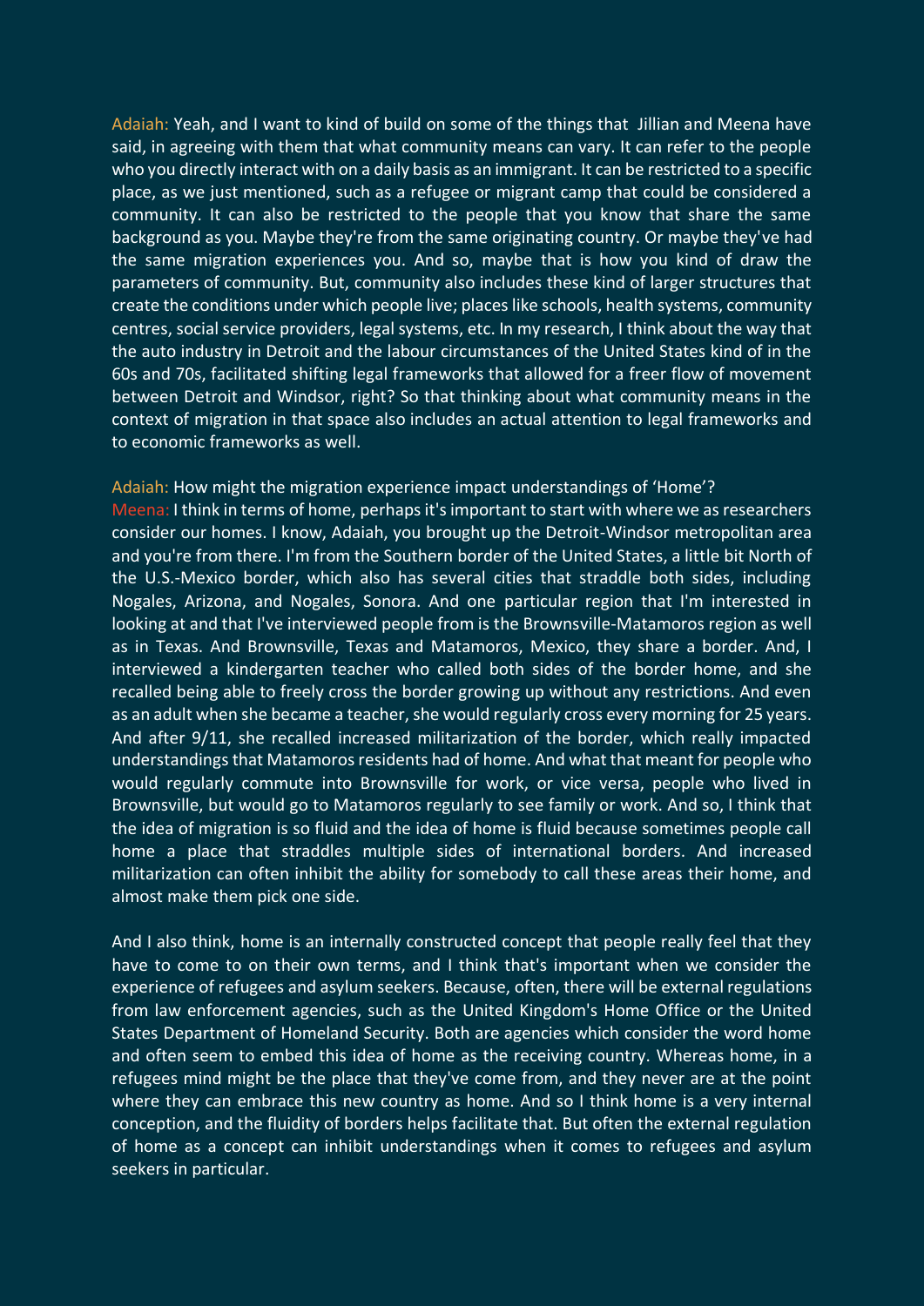Adaiah: Yeah, and I want to kind of build on some of the things that Jillian and Meena have said, in agreeing with them that what community means can vary. It can refer to the people who you directly interact with on a daily basis as an immigrant. It can be restricted to a specific place, as we just mentioned, such as a refugee or migrant camp that could be considered a community. It can also be restricted to the people that you know that share the same background as you. Maybe they're from the same originating country. Or maybe they've had the same migration experiences you. And so, maybe that is how you kind of draw the parameters of community. But, community also includes these kind of larger structures that create the conditions under which people live; places like schools, health systems, community centres, social service providers, legal systems, etc. In my research, I think about the way that the auto industry in Detroit and the labour circumstances of the United States kind of in the 60s and 70s, facilitated shifting legal frameworks that allowed for a freer flow of movement between Detroit and Windsor, right? So that thinking about what community means in the context of migration in that space also includes an actual attention to legal frameworks and to economic frameworks as well.

Adaiah: How might the migration experience impact understandings of 'Home'?

Meena: I think in terms of home, perhaps it's important to start with where we as researchers consider our homes. I know, Adaiah, you brought up the Detroit-Windsor metropolitan area and you're from there. I'm from the Southern border of the United States, a little bit North of the U.S.-Mexico border, which also has several cities that straddle both sides, including Nogales, Arizona, and Nogales, Sonora. And one particular region that I'm interested in looking at and that I've interviewed people from is the Brownsville-Matamoros region as well as in Texas. And Brownsville, Texas and Matamoros, Mexico, they share a border. And, I interviewed a kindergarten teacher who called both sides of the border home, and she recalled being able to freely cross the border growing up without any restrictions. And even as an adult when she became a teacher, she would regularly cross every morning for 25 years. And after 9/11, she recalled increased militarization of the border, which really impacted understandings that Matamoros residents had of home. And what that meant for people who would regularly commute into Brownsville for work, or vice versa, people who lived in Brownsville, but would go to Matamoros regularly to see family or work. And so, I think that the idea of migration is so fluid and the idea of home is fluid because sometimes people call home a place that straddles multiple sides of international borders. And increased militarization can often inhibit the ability for somebody to call these areas their home, and almost make them pick one side.

And I also think, home is an internally constructed concept that people really feel that they have to come to on their own terms, and I think that's important when we consider the experience of refugees and asylum seekers. Because, often, there will be external regulations from law enforcement agencies, such as the United Kingdom's Home Office or the United States Department of Homeland Security. Both are agencies which consider the word home and often seem to embed this idea of home as the receiving country. Whereas home, in a refugees mind might be the place that they've come from, and they never are at the point where they can embrace this new country as home. And so I think home is a very internal conception, and the fluidity of borders helps facilitate that. But often the external regulation of home as a concept can inhibit understandings when it comes to refugees and asylum seekers in particular.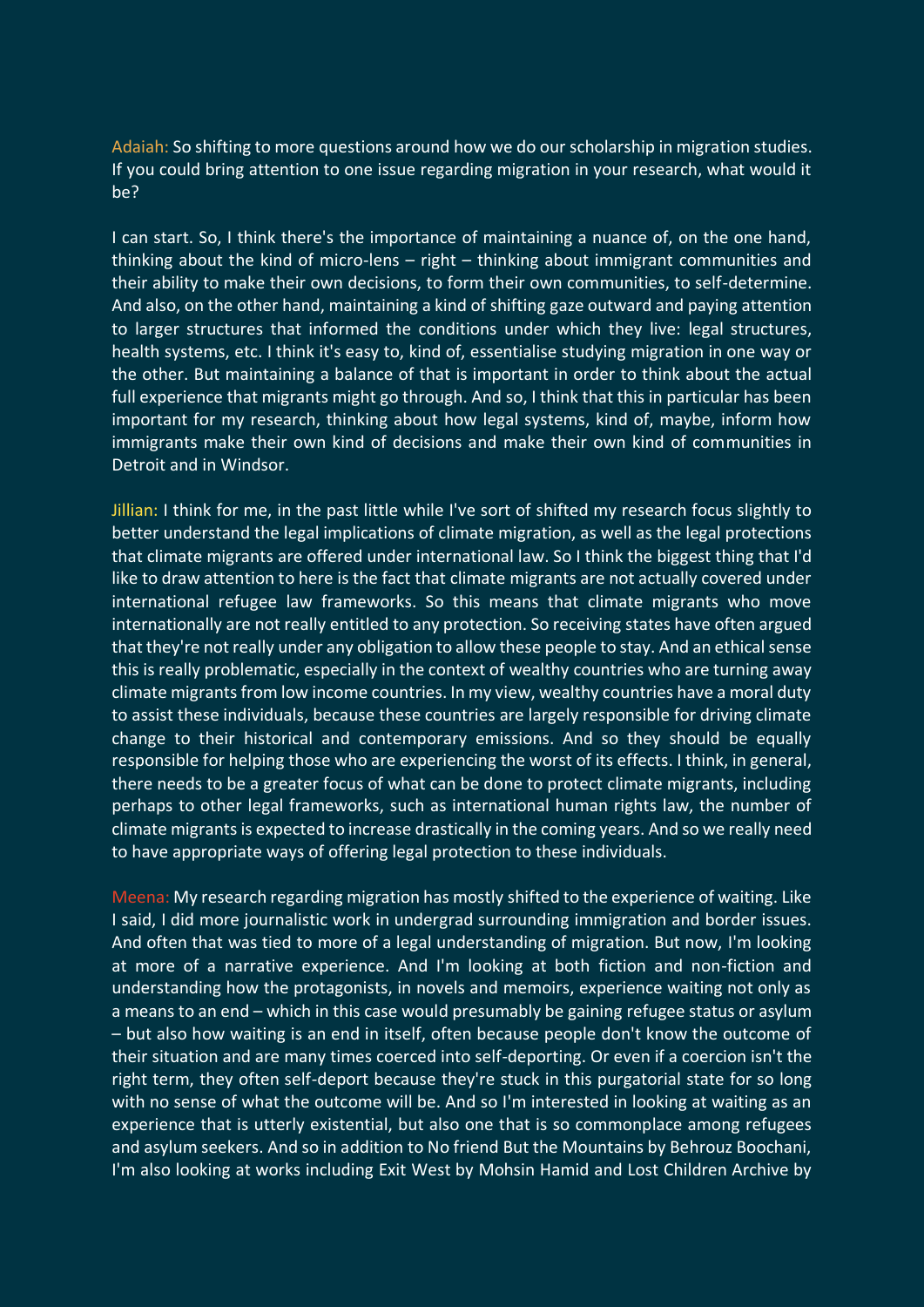Adaiah: So shifting to more questions around how we do our scholarship in migration studies. If you could bring attention to one issue regarding migration in your research, what would it be?

I can start. So, I think there's the importance of maintaining a nuance of, on the one hand, thinking about the kind of micro-lens – right – thinking about immigrant communities and their ability to make their own decisions, to form their own communities, to self-determine. And also, on the other hand, maintaining a kind of shifting gaze outward and paying attention to larger structures that informed the conditions under which they live: legal structures, health systems, etc. I think it's easy to, kind of, essentialise studying migration in one way or the other. But maintaining a balance of that is important in order to think about the actual full experience that migrants might go through. And so, I think that this in particular has been important for my research, thinking about how legal systems, kind of, maybe, inform how immigrants make their own kind of decisions and make their own kind of communities in Detroit and in Windsor.

Jillian: I think for me, in the past little while I've sort of shifted my research focus slightly to better understand the legal implications of climate migration, as well as the legal protections that climate migrants are offered under international law. So I think the biggest thing that I'd like to draw attention to here is the fact that climate migrants are not actually covered under international refugee law frameworks. So this means that climate migrants who move internationally are not really entitled to any protection. So receiving states have often argued that they're not really under any obligation to allow these people to stay. And an ethical sense this is really problematic, especially in the context of wealthy countries who are turning away climate migrants from low income countries. In my view, wealthy countries have a moral duty to assist these individuals, because these countries are largely responsible for driving climate change to their historical and contemporary emissions. And so they should be equally responsible for helping those who are experiencing the worst of its effects. I think, in general, there needs to be a greater focus of what can be done to protect climate migrants, including perhaps to other legal frameworks, such as international human rights law, the number of climate migrants is expected to increase drastically in the coming years. And so we really need to have appropriate ways of offering legal protection to these individuals.

Meena: My research regarding migration has mostly shifted to the experience of waiting. Like I said, I did more journalistic work in undergrad surrounding immigration and border issues. And often that was tied to more of a legal understanding of migration. But now, I'm looking at more of a narrative experience. And I'm looking at both fiction and non-fiction and understanding how the protagonists, in novels and memoirs, experience waiting not only as a means to an end – which in this case would presumably be gaining refugee status or asylum – but also how waiting is an end in itself, often because people don't know the outcome of their situation and are many times coerced into self-deporting. Or even if a coercion isn't the right term, they often self-deport because they're stuck in this purgatorial state for so long with no sense of what the outcome will be. And so I'm interested in looking at waiting as an experience that is utterly existential, but also one that is so commonplace among refugees and asylum seekers. And so in addition to No friend But the Mountains by Behrouz Boochani, I'm also looking at works including Exit West by Mohsin Hamid and Lost Children Archive by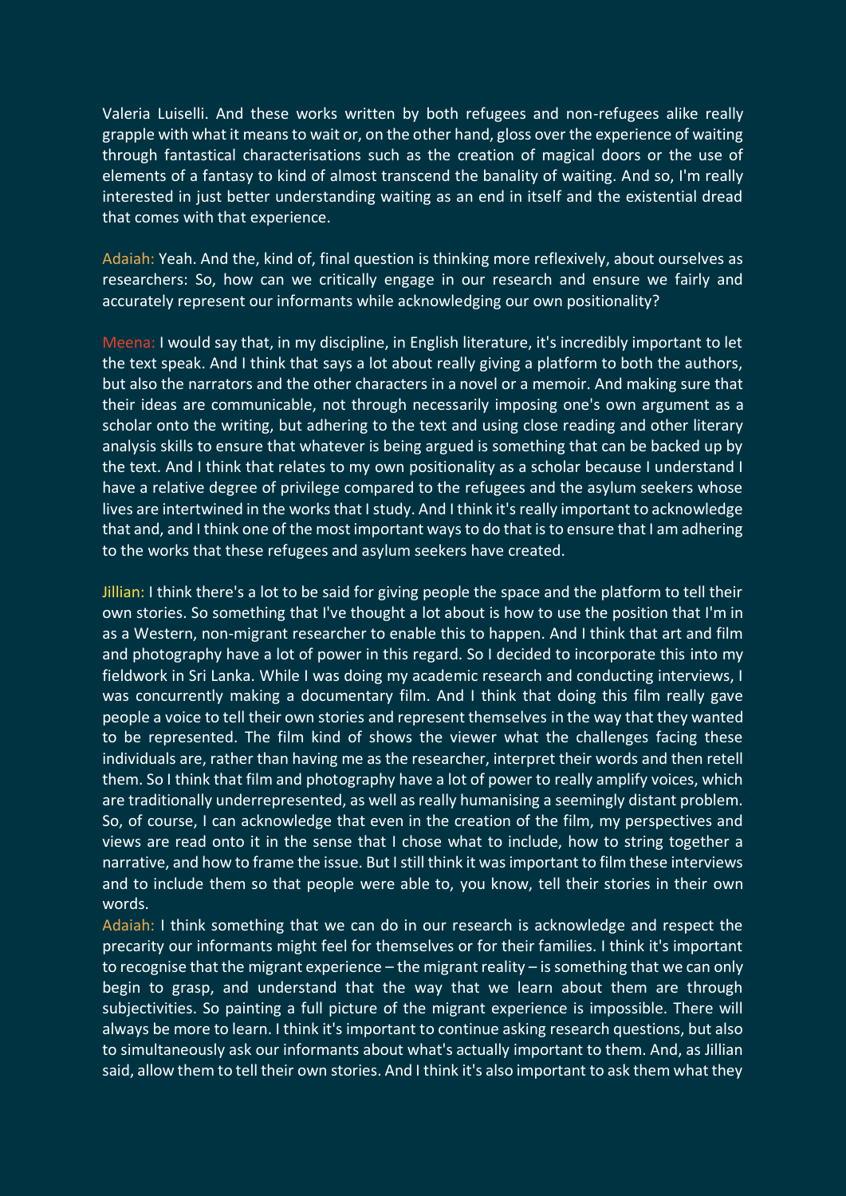Valeria Luiselli. And these works written by both refugees and non-refugees alike really grapple with what it means to wait or, on the other hand, gloss over the experience of waiting through fantastical characterisations such as the creation of magical doors or the use of elements of a fantasy to kind of almost transcend the banality of waiting. And so, I'm really interested in just better understanding waiting as an end in itself and the existential dread that comes with that experience.

Adaiah: Yeah. And the, kind of, final question is thinking more reflexively, about ourselves as researchers: So, how can we critically engage in our research and ensure we fairly and accurately represent our informants while acknowledging our own positionality?

Meena: I would say that, in my discipline, in English literature, it's incredibly important to let the text speak. And I think that says a lot about really giving a platform to both the authors, but also the narrators and the other characters in a novel or a memoir. And making sure that their ideas are communicable, not through necessarily imposing one's own argument as a scholar onto the writing, but adhering to the text and using close reading and other literary analysis skills to ensure that whatever is being argued is something that can be backed up by the text. And I think that relates to my own positionality as a scholar because I understand I have a relative degree of privilege compared to the refugees and the asylum seekers whose lives are intertwined in the works that I study. And I think it's really important to acknowledge that and, and I think one of the most important ways to do that is to ensure that I am adhering to the works that these refugees and asylum seekers have created.

Jillian: I think there's a lot to be said for giving people the space and the platform to tell their own stories. So something that I've thought a lot about is how to use the position that I'm in as a Western, non-migrant researcher to enable this to happen. And I think that art and film and photography have a lot of power in this regard. So I decided to incorporate this into my fieldwork in Sri Lanka. While I was doing my academic research and conducting interviews, I was concurrently making a documentary film. And I think that doing this film really gave people a voice to tell their own stories and represent themselves in the way that they wanted to be represented. The film kind of shows the viewer what the challenges facing these individuals are, rather than having me as the researcher, interpret their words and then retell them. So I think that film and photography have a lot of power to really amplify voices, which are traditionally underrepresented, as well as really humanising a seemingly distant problem. So, of course, I can acknowledge that even in the creation of the film, my perspectives and views are read onto it in the sense that I chose what to include, how to string together a narrative, and how to frame the issue. But I still think it was important to film these interviews and to include them so that people were able to, you know, tell their stories in their own words.

Adaiah: I think something that we can do in our research is acknowledge and respect the precarity our informants might feel for themselves or for their families. I think it's important to recognise that the migrant experience – the migrant reality – is something that we can only begin to grasp, and understand that the way that we learn about them are through subjectivities. So painting a full picture of the migrant experience is impossible. There will always be more to learn. I think it's important to continue asking research questions, but also to simultaneously ask our informants about what's actually important to them. And, as Jillian said, allow them to tell their own stories. And I think it's also important to ask them what they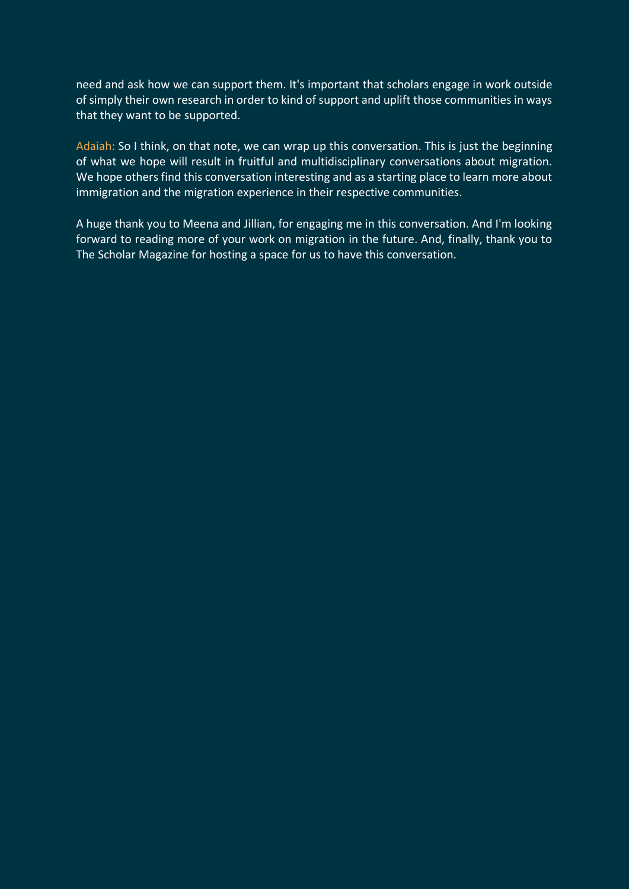need and ask how we can support them. It's important that scholars engage in work outside of simply their own research in order to kind of support and uplift those communities in ways that they want to be supported.

Adaiah: So I think, on that note, we can wrap up this conversation. This is just the beginning of what we hope will result in fruitful and multidisciplinary conversations about migration. We hope others find this conversation interesting and as a starting place to learn more about immigration and the migration experience in their respective communities.

A huge thank you to Meena and Jillian, for engaging me in this conversation. And I'm looking forward to reading more of your work on migration in the future. And, finally, thank you to The Scholar Magazine for hosting a space for us to have this conversation.